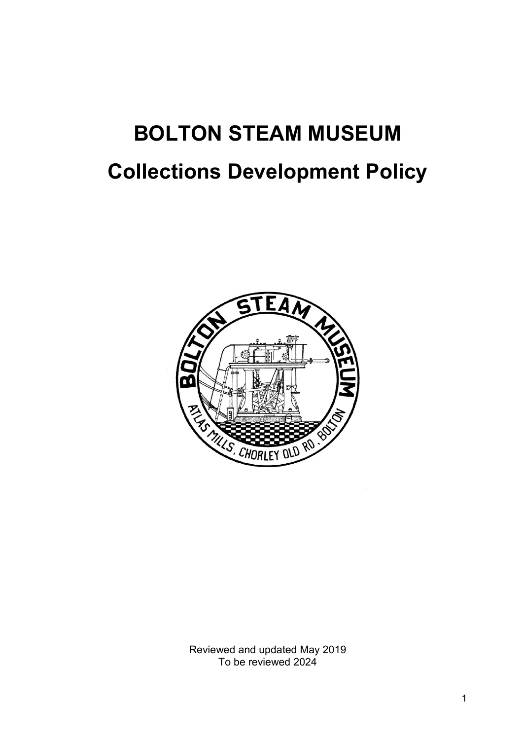# BOLTON STEAM MUSEUM

# Collections Development Policy

Reviewed and updated May 2019
To be reviewed 2024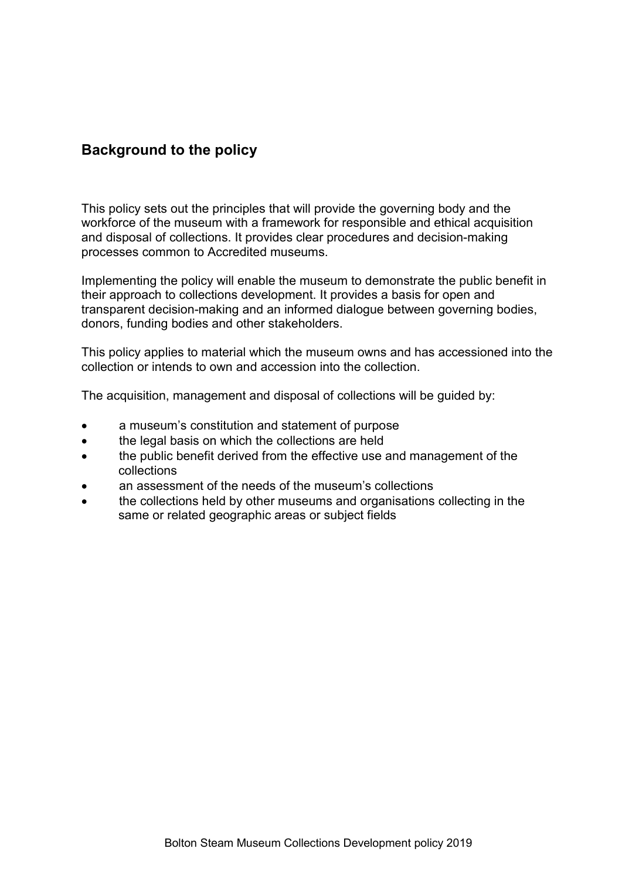## Background to the policy

This policy sets out the principles that will provide the governing body and the workforce of the museum with a framework for responsible and ethical acquisition and disposal of collections. It provides clear procedures and decision-making processes common to Accredited museums.

Implementing the policy will enable the museum to demonstrate the public benefit in their approach to collections development. It provides a basis for open and transparent decision-making and an informed dialogue between governing bodies, donors, funding bodies and other stakeholders.

This policy applies to material which the museum owns and has accessioned into the collection or intends to own and accession into the collection.

The acquisition, management and disposal of collections will be guided by:

- a museum's constitution and statement of purpose
- the legal basis on which the collections are held
- the public benefit derived from the effective use and management of the collections
- an assessment of the needs of the museum's collections
- the collections held by other museums and organisations collecting in the same or related geographic areas or subject fields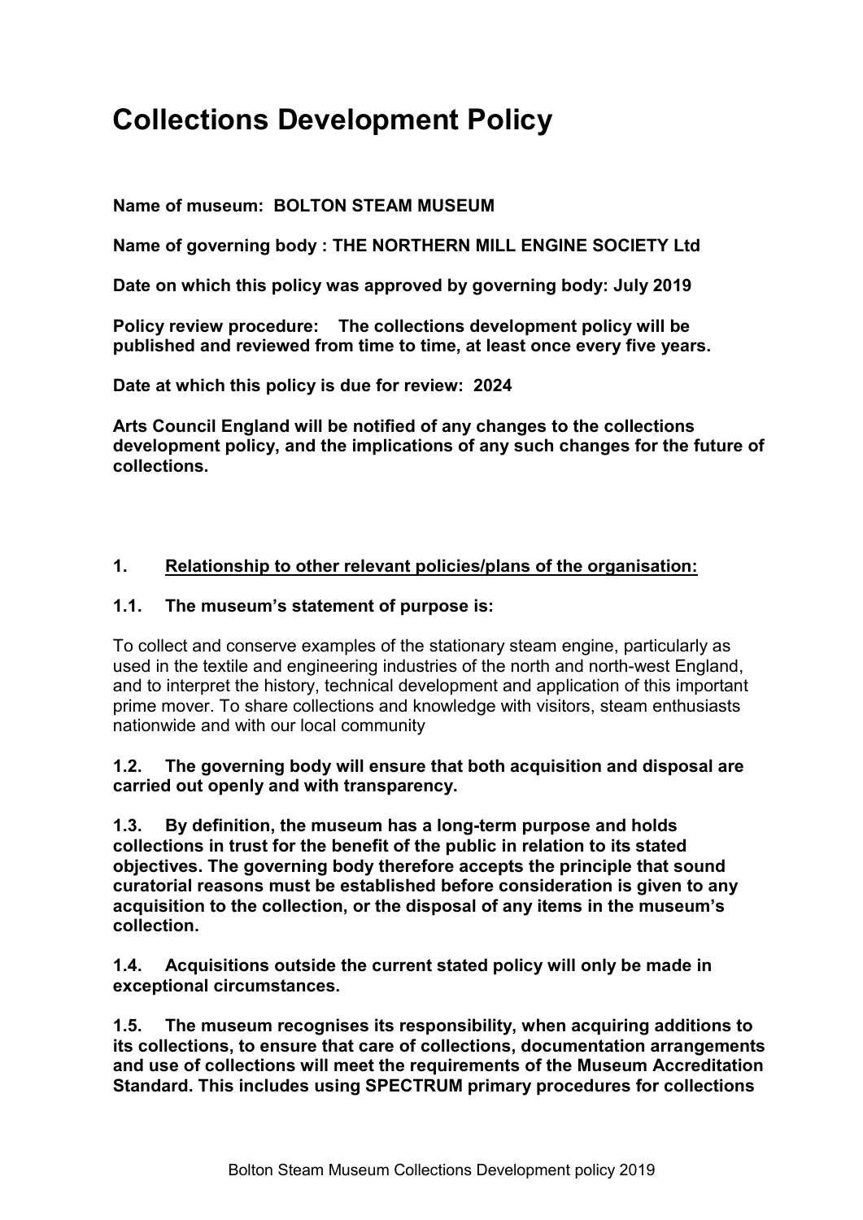# Collections Development Policy

**Name of museum: BOLTON STEAM MUSEUM**

**Name of governing body : THE NORTHERN MILL ENGINE SOCIETY Ltd**

**Date on which this policy was approved by governing body: July 2019**

**Policy review procedure: The collections development policy will be published and reviewed from time to time, at least once every five years.**

**Date at which this policy is due for review: 2024**

**Arts Council England will be notified of any changes to the collections development policy, and the implications of any such changes for the future of collections.**

## 1. Relationship to other relevant policies/plans of the organisation:

**1.1. The museum's statement of purpose is:**

To collect and conserve examples of the stationary steam engine, particularly as used in the textile and engineering industries of the north and north-west England, and to interpret the history, technical development and application of this important prime mover. To share collections and knowledge with visitors, steam enthusiasts nationwide and with our local community

**1.2. The governing body will ensure that both acquisition and disposal are carried out openly and with transparency.**

**1.3. By definition, the museum has a long-term purpose and holds collections in trust for the benefit of the public in relation to its stated objectives. The governing body therefore accepts the principle that sound curatorial reasons must be established before consideration is given to any acquisition to the collection, or the disposal of any items in the museum's collection.**

**1.4. Acquisitions outside the current stated policy will only be made in exceptional circumstances.**

**1.5. The museum recognises its responsibility, when acquiring additions to its collections, to ensure that care of collections, documentation arrangements and use of collections will meet the requirements of the Museum Accreditation Standard. This includes using SPECTRUM primary procedures for collections**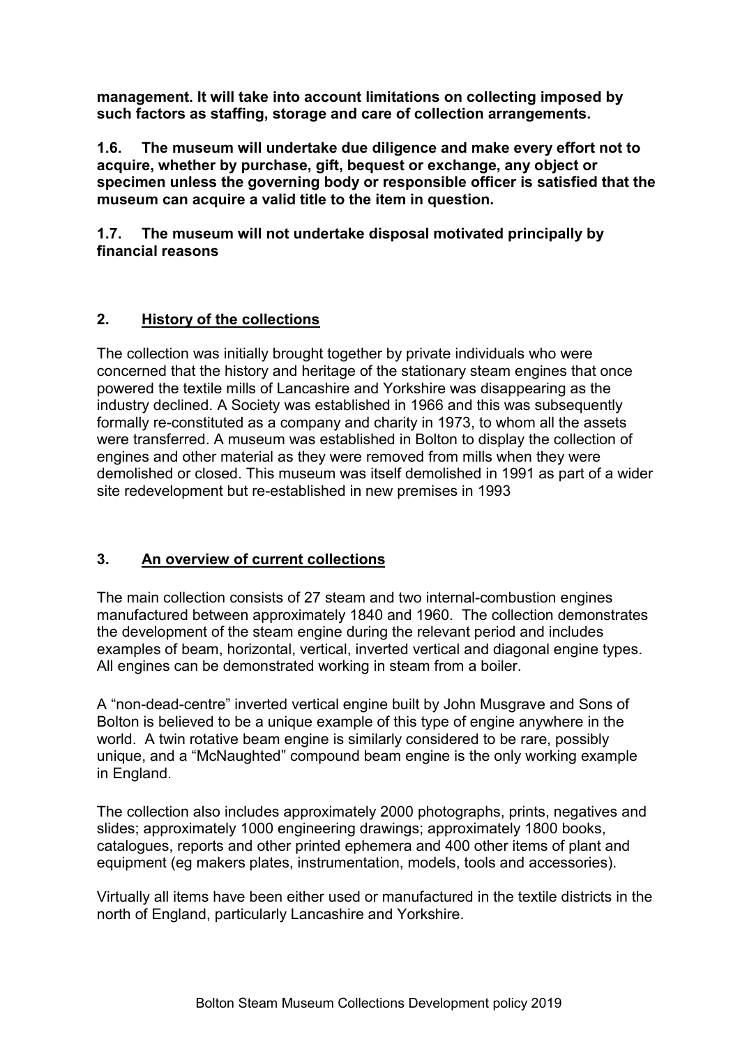**management. It will take into account limitations on collecting imposed by such factors as staffing, storage and care of collection arrangements.**

**1.6. The museum will undertake due diligence and make every effort not to acquire, whether by purchase, gift, bequest or exchange, any object or specimen unless the governing body or responsible officer is satisfied that the museum can acquire a valid title to the item in question.**

**1.7. The museum will not undertake disposal motivated principally by financial reasons**

## 2. History of the collections

The collection was initially brought together by private individuals who were concerned that the history and heritage of the stationary steam engines that once powered the textile mills of Lancashire and Yorkshire was disappearing as the industry declined. A Society was established in 1966 and this was subsequently formally re-constituted as a company and charity in 1973, to whom all the assets were transferred. A museum was established in Bolton to display the collection of engines and other material as they were removed from mills when they were demolished or closed. This museum was itself demolished in 1991 as part of a wider site redevelopment but re-established in new premises in 1993

## 3. An overview of current collections

The main collection consists of 27 steam and two internal-combustion engines manufactured between approximately 1840 and 1960. The collection demonstrates the development of the steam engine during the relevant period and includes examples of beam, horizontal, vertical, inverted vertical and diagonal engine types. All engines can be demonstrated working in steam from a boiler.

A "non-dead-centre" inverted vertical engine built by John Musgrave and Sons of Bolton is believed to be a unique example of this type of engine anywhere in the world. A twin rotative beam engine is similarly considered to be rare, possibly unique, and a "McNaughted" compound beam engine is the only working example in England.

The collection also includes approximately 2000 photographs, prints, negatives and slides; approximately 1000 engineering drawings; approximately 1800 books, catalogues, reports and other printed ephemera and 400 other items of plant and equipment (eg makers plates, instrumentation, models, tools and accessories).

Virtually all items have been either used or manufactured in the textile districts in the north of England, particularly Lancashire and Yorkshire.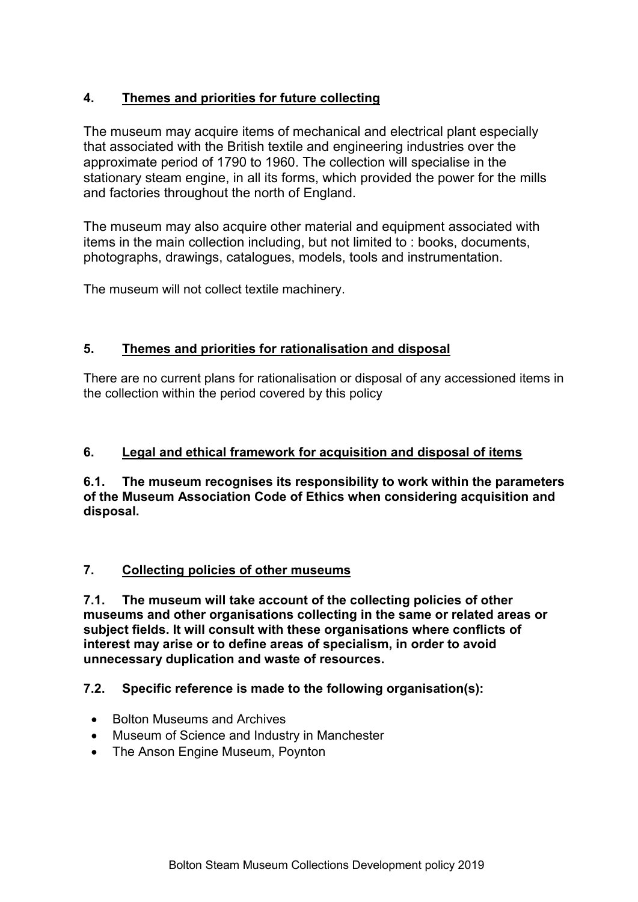## 4. Themes and priorities for future collecting

The museum may acquire items of mechanical and electrical plant especially that associated with the British textile and engineering industries over the approximate period of 1790 to 1960. The collection will specialise in the stationary steam engine, in all its forms, which provided the power for the mills and factories throughout the north of England.

The museum may also acquire other material and equipment associated with items in the main collection including, but not limited to : books, documents, photographs, drawings, catalogues, models, tools and instrumentation.

The museum will not collect textile machinery.

## 5. Themes and priorities for rationalisation and disposal

There are no current plans for rationalisation or disposal of any accessioned items in the collection within the period covered by this policy

## 6. Legal and ethical framework for acquisition and disposal of items

**6.1. The museum recognises its responsibility to work within the parameters of the Museum Association Code of Ethics when considering acquisition and disposal.**

## 7. Collecting policies of other museums

**7.1. The museum will take account of the collecting policies of other museums and other organisations collecting in the same or related areas or subject fields. It will consult with these organisations where conflicts of interest may arise or to define areas of specialism, in order to avoid unnecessary duplication and waste of resources.**

**7.2. Specific reference is made to the following organisation(s):**

- Bolton Museums and Archives
- Museum of Science and Industry in Manchester
- The Anson Engine Museum, Poynton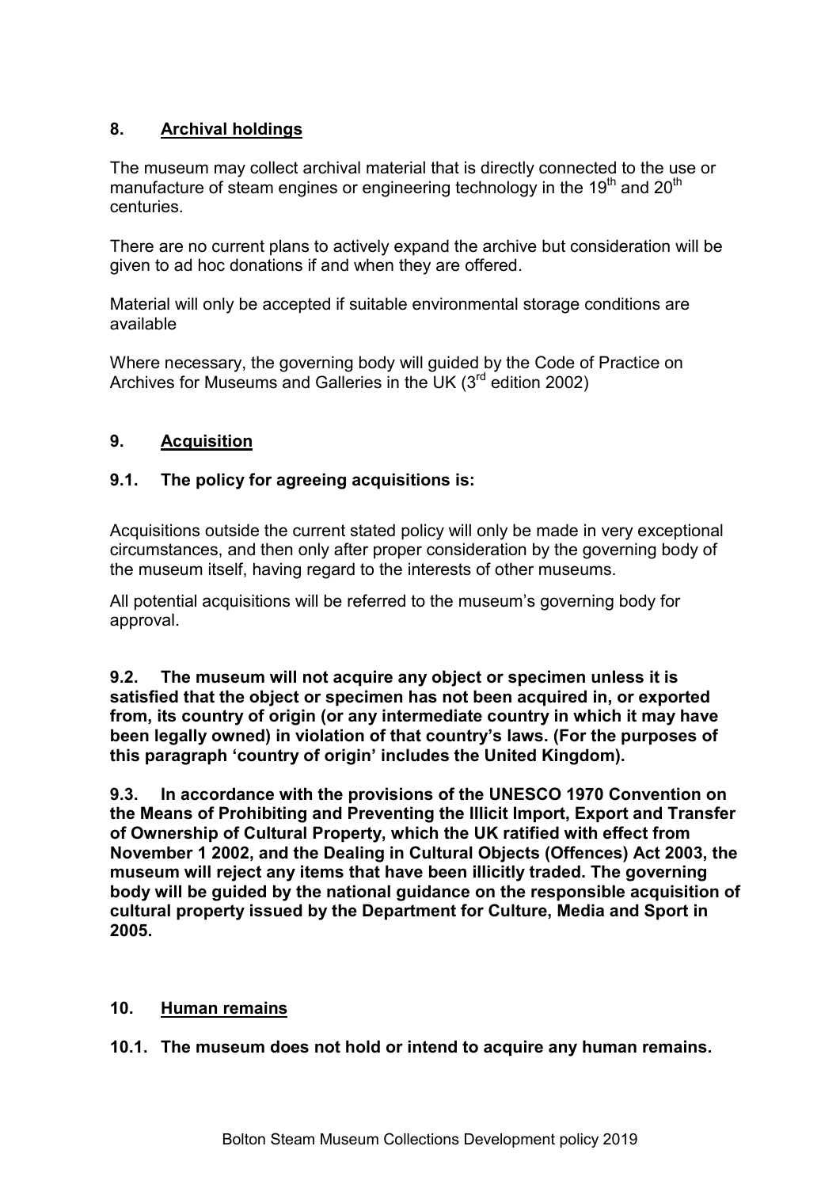## 8. Archival holdings

The museum may collect archival material that is directly connected to the use or manufacture of steam engines or engineering technology in the 19th and 20th centuries.

There are no current plans to actively expand the archive but consideration will be given to ad hoc donations if and when they are offered.

Material will only be accepted if suitable environmental storage conditions are available

Where necessary, the governing body will guided by the Code of Practice on Archives for Museums and Galleries in the UK (3rd edition 2002)

## 9. Acquisition

### 9.1. The policy for agreeing acquisitions is:

Acquisitions outside the current stated policy will only be made in very exceptional circumstances, and then only after proper consideration by the governing body of the museum itself, having regard to the interests of other museums.

All potential acquisitions will be referred to the museum's governing body for approval.

**9.2. The museum will not acquire any object or specimen unless it is satisfied that the object or specimen has not been acquired in, or exported from, its country of origin (or any intermediate country in which it may have been legally owned) in violation of that country's laws. (For the purposes of this paragraph 'country of origin' includes the United Kingdom).**

**9.3. In accordance with the provisions of the UNESCO 1970 Convention on the Means of Prohibiting and Preventing the Illicit Import, Export and Transfer of Ownership of Cultural Property, which the UK ratified with effect from November 1 2002, and the Dealing in Cultural Objects (Offences) Act 2003, the museum will reject any items that have been illicitly traded. The governing body will be guided by the national guidance on the responsible acquisition of cultural property issued by the Department for Culture, Media and Sport in 2005.**

## 10. Human remains

**10.1. The museum does not hold or intend to acquire any human remains.**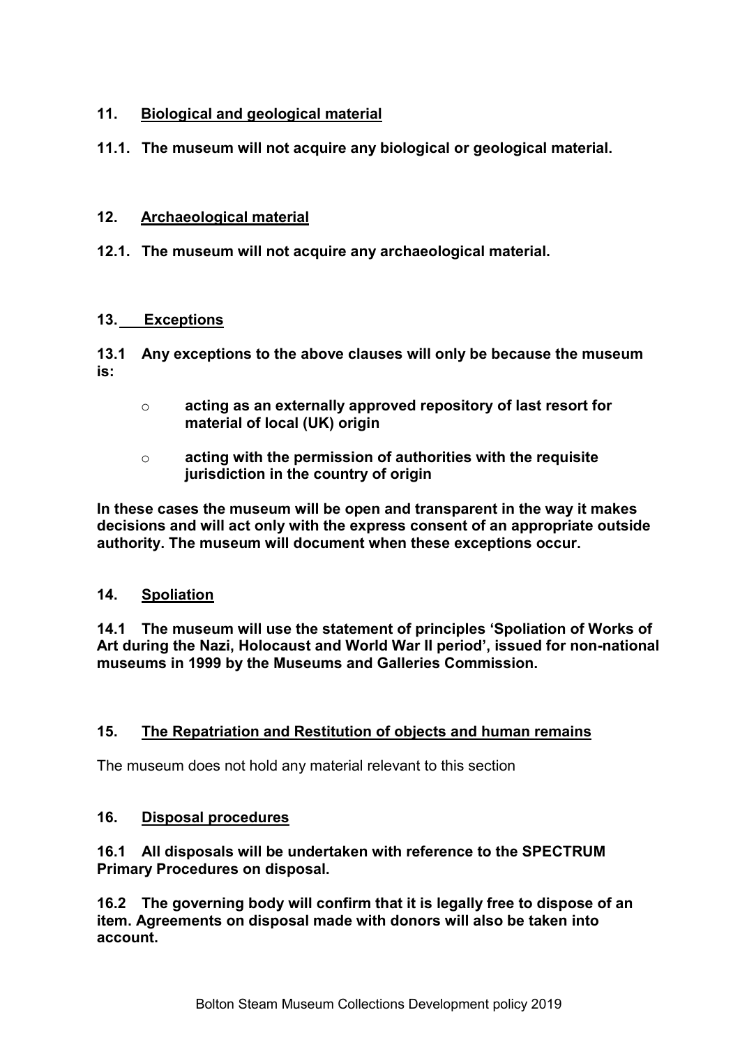## 11. Biological and geological material

**11.1. The museum will not acquire any biological or geological material.**

## 12. Archaeological material

**12.1. The museum will not acquire any archaeological material.**

## 13. Exceptions

**13.1 Any exceptions to the above clauses will only be because the museum is:**

- **acting as an externally approved repository of last resort for material of local (UK) origin**
- **acting with the permission of authorities with the requisite jurisdiction in the country of origin**

**In these cases the museum will be open and transparent in the way it makes decisions and will act only with the express consent of an appropriate outside authority. The museum will document when these exceptions occur.**

## 14. Spoliation

**14.1 The museum will use the statement of principles 'Spoliation of Works of Art during the Nazi, Holocaust and World War II period', issued for non-national museums in 1999 by the Museums and Galleries Commission.**

## 15. The Repatriation and Restitution of objects and human remains

The museum does not hold any material relevant to this section

## 16. Disposal procedures

**16.1 All disposals will be undertaken with reference to the SPECTRUM Primary Procedures on disposal.**

**16.2 The governing body will confirm that it is legally free to dispose of an item. Agreements on disposal made with donors will also be taken into account.**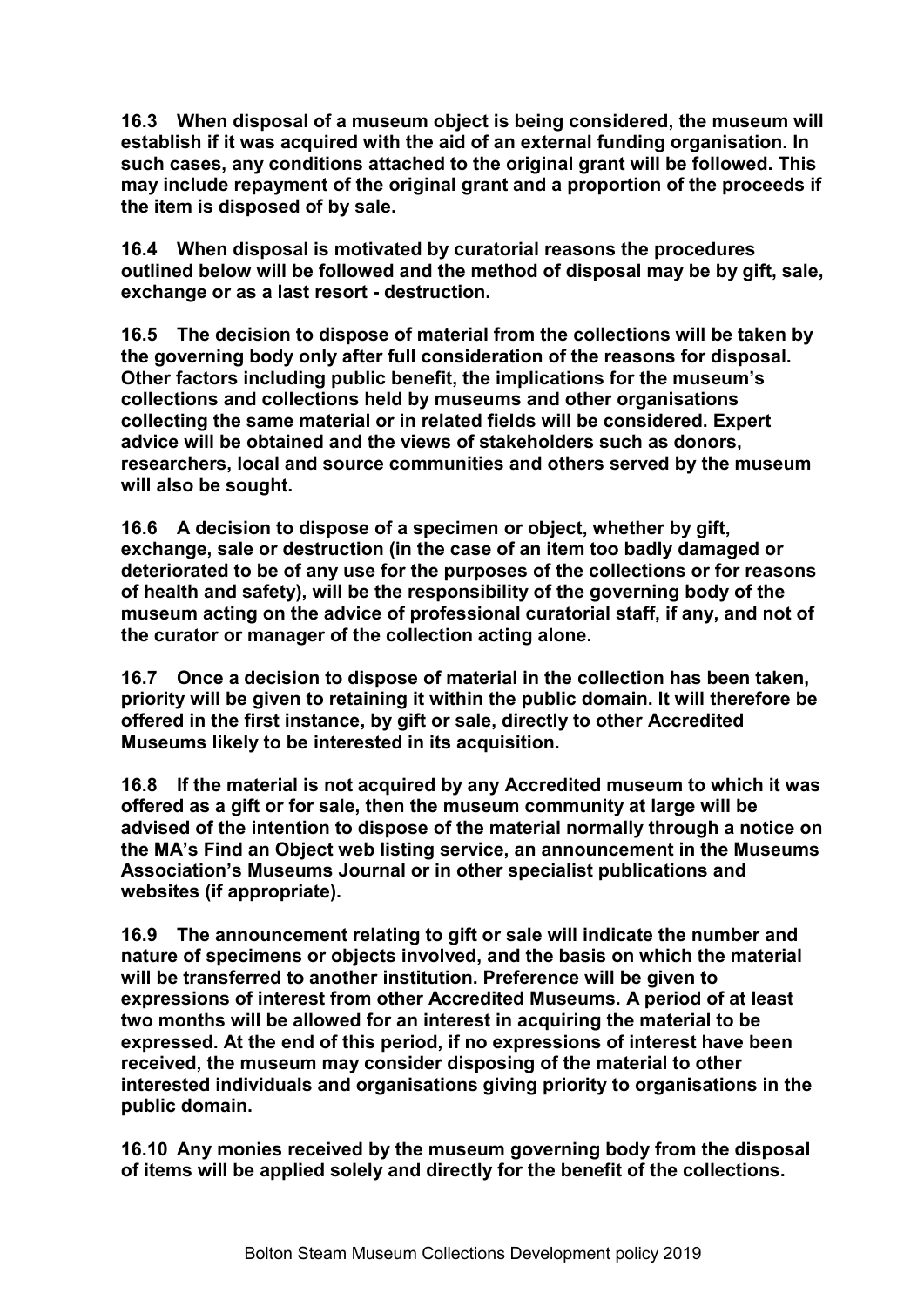**16.3 When disposal of a museum object is being considered, the museum will establish if it was acquired with the aid of an external funding organisation. In such cases, any conditions attached to the original grant will be followed. This may include repayment of the original grant and a proportion of the proceeds if the item is disposed of by sale.**

**16.4 When disposal is motivated by curatorial reasons the procedures outlined below will be followed and the method of disposal may be by gift, sale, exchange or as a last resort - destruction.**

**16.5 The decision to dispose of material from the collections will be taken by the governing body only after full consideration of the reasons for disposal. Other factors including public benefit, the implications for the museum's collections and collections held by museums and other organisations collecting the same material or in related fields will be considered. Expert advice will be obtained and the views of stakeholders such as donors, researchers, local and source communities and others served by the museum will also be sought.**

**16.6 A decision to dispose of a specimen or object, whether by gift, exchange, sale or destruction (in the case of an item too badly damaged or deteriorated to be of any use for the purposes of the collections or for reasons of health and safety), will be the responsibility of the governing body of the museum acting on the advice of professional curatorial staff, if any, and not of the curator or manager of the collection acting alone.**

**16.7 Once a decision to dispose of material in the collection has been taken, priority will be given to retaining it within the public domain. It will therefore be offered in the first instance, by gift or sale, directly to other Accredited Museums likely to be interested in its acquisition.**

**16.8 If the material is not acquired by any Accredited museum to which it was offered as a gift or for sale, then the museum community at large will be advised of the intention to dispose of the material normally through a notice on the MA's Find an Object web listing service, an announcement in the Museums Association's Museums Journal or in other specialist publications and websites (if appropriate).**

**16.9 The announcement relating to gift or sale will indicate the number and nature of specimens or objects involved, and the basis on which the material will be transferred to another institution. Preference will be given to expressions of interest from other Accredited Museums. A period of at least two months will be allowed for an interest in acquiring the material to be expressed. At the end of this period, if no expressions of interest have been received, the museum may consider disposing of the material to other interested individuals and organisations giving priority to organisations in the public domain.**

**16.10 Any monies received by the museum governing body from the disposal of items will be applied solely and directly for the benefit of the collections.**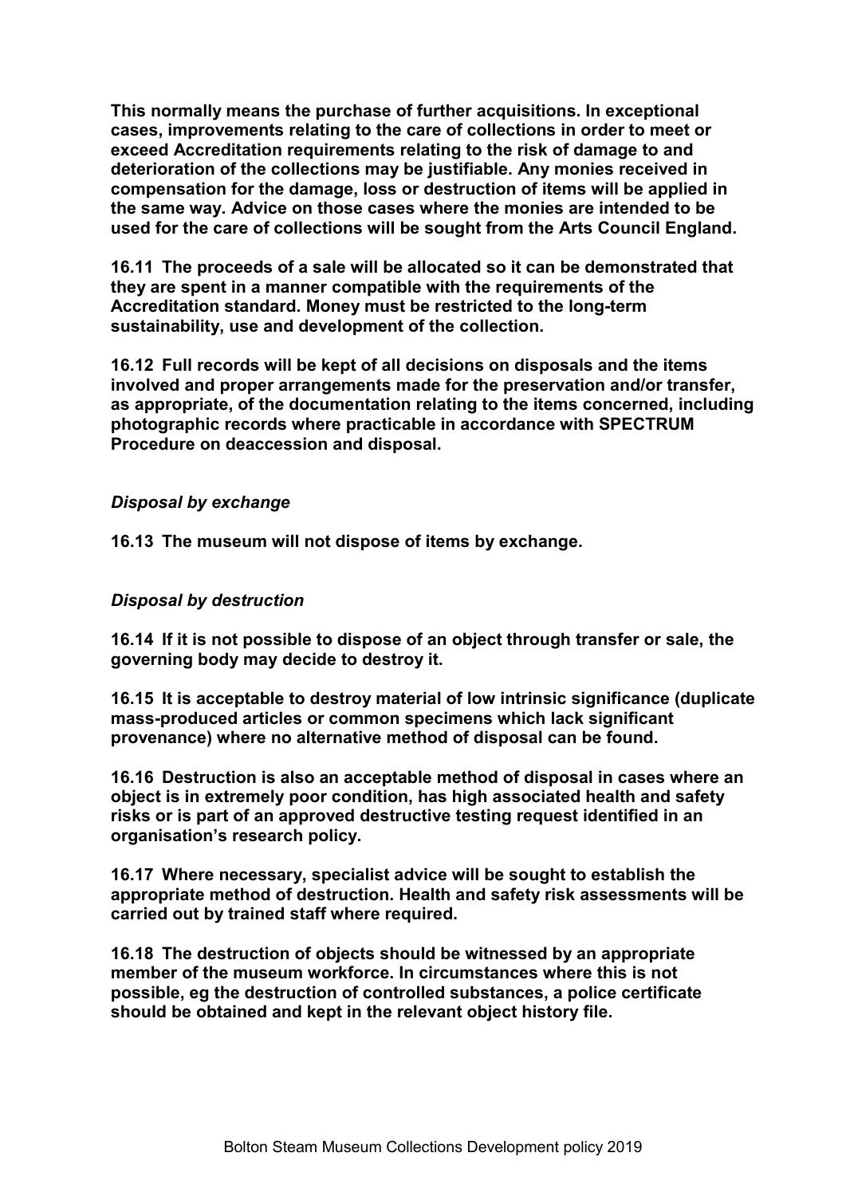**This normally means the purchase of further acquisitions. In exceptional cases, improvements relating to the care of collections in order to meet or exceed Accreditation requirements relating to the risk of damage to and deterioration of the collections may be justifiable. Any monies received in compensation for the damage, loss or destruction of items will be applied in the same way. Advice on those cases where the monies are intended to be used for the care of collections will be sought from the Arts Council England.**

**16.11 The proceeds of a sale will be allocated so it can be demonstrated that they are spent in a manner compatible with the requirements of the Accreditation standard. Money must be restricted to the long-term sustainability, use and development of the collection.**

**16.12 Full records will be kept of all decisions on disposals and the items involved and proper arrangements made for the preservation and/or transfer, as appropriate, of the documentation relating to the items concerned, including photographic records where practicable in accordance with SPECTRUM Procedure on deaccession and disposal.**

***Disposal by exchange***

**16.13 The museum will not dispose of items by exchange.**

***Disposal by destruction***

**16.14 If it is not possible to dispose of an object through transfer or sale, the governing body may decide to destroy it.**

**16.15 It is acceptable to destroy material of low intrinsic significance (duplicate mass-produced articles or common specimens which lack significant provenance) where no alternative method of disposal can be found.**

**16.16 Destruction is also an acceptable method of disposal in cases where an object is in extremely poor condition, has high associated health and safety risks or is part of an approved destructive testing request identified in an organisation's research policy.**

**16.17 Where necessary, specialist advice will be sought to establish the appropriate method of destruction. Health and safety risk assessments will be carried out by trained staff where required.**

**16.18 The destruction of objects should be witnessed by an appropriate member of the museum workforce. In circumstances where this is not possible, eg the destruction of controlled substances, a police certificate should be obtained and kept in the relevant object history file.**